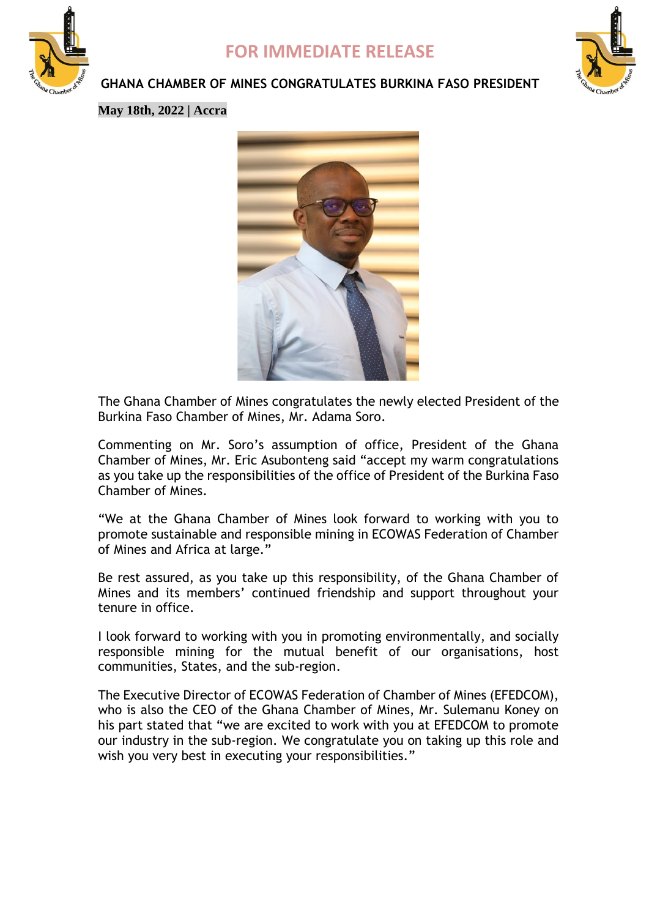# FOR IMMEDIATE RELEASE

## GHANA CHAMBER OF MINES CONGRATULATES BURKINA FASO PRESIDENT

**May 18th, 2022 | Accra**

The Ghana Chamber of Mines congratulates the newly elected President of the Burkina Faso Chamber of Mines, Mr. Adama Soro.

Commenting on Mr. Soro's assumption of office, President of the Ghana Chamber of Mines, Mr. Eric Asubonteng said "accept my warm congratulations as you take up the responsibilities of the office of President of the Burkina Faso Chamber of Mines.

"We at the Ghana Chamber of Mines look forward to working with you to promote sustainable and responsible mining in ECOWAS Federation of Chamber of Mines and Africa at large."

Be rest assured, as you take up this responsibility, of the Ghana Chamber of Mines and its members' continued friendship and support throughout your tenure in office.

I look forward to working with you in promoting environmentally, and socially responsible mining for the mutual benefit of our organisations, host communities, States, and the sub-region.

The Executive Director of ECOWAS Federation of Chamber of Mines (EFEDCOM), who is also the CEO of the Ghana Chamber of Mines, Mr. Sulemanu Koney on his part stated that "we are excited to work with you at EFEDCOM to promote our industry in the sub-region. We congratulate you on taking up this role and wish you very best in executing your responsibilities."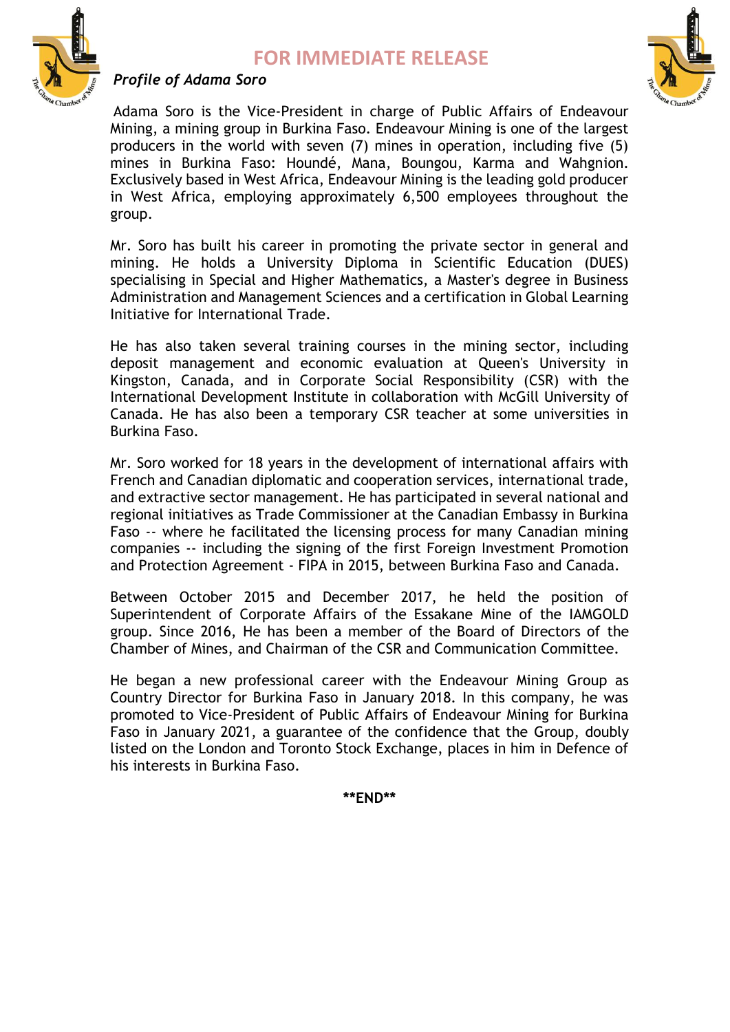## FOR IMMEDIATE RELEASE

*Profile of Adama Soro*

Adama Soro is the Vice-President in charge of Public Affairs of Endeavour Mining, a mining group in Burkina Faso. Endeavour Mining is one of the largest producers in the world with seven (7) mines in operation, including five (5) mines in Burkina Faso: Houndé, Mana, Boungou, Karma and Wahgnion. Exclusively based in West Africa, Endeavour Mining is the leading gold producer in West Africa, employing approximately 6,500 employees throughout the group.

Mr. Soro has built his career in promoting the private sector in general and mining. He holds a University Diploma in Scientific Education (DUES) specialising in Special and Higher Mathematics, a Master's degree in Business Administration and Management Sciences and a certification in Global Learning Initiative for International Trade.

He has also taken several training courses in the mining sector, including deposit management and economic evaluation at Queen's University in Kingston, Canada, and in Corporate Social Responsibility (CSR) with the International Development Institute in collaboration with McGill University of Canada. He has also been a temporary CSR teacher at some universities in Burkina Faso.

Mr. Soro worked for 18 years in the development of international affairs with French and Canadian diplomatic and cooperation services, international trade, and extractive sector management. He has participated in several national and regional initiatives as Trade Commissioner at the Canadian Embassy in Burkina Faso -- where he facilitated the licensing process for many Canadian mining companies -- including the signing of the first Foreign Investment Promotion and Protection Agreement - FIPA in 2015, between Burkina Faso and Canada.

Between October 2015 and December 2017, he held the position of Superintendent of Corporate Affairs of the Essakane Mine of the IAMGOLD group. Since 2016, He has been a member of the Board of Directors of the Chamber of Mines, and Chairman of the CSR and Communication Committee.

He began a new professional career with the Endeavour Mining Group as Country Director for Burkina Faso in January 2018. In this company, he was promoted to Vice-President of Public Affairs of Endeavour Mining for Burkina Faso in January 2021, a guarantee of the confidence that the Group, doubly listed on the London and Toronto Stock Exchange, places in him in Defence of his interests in Burkina Faso.

**END**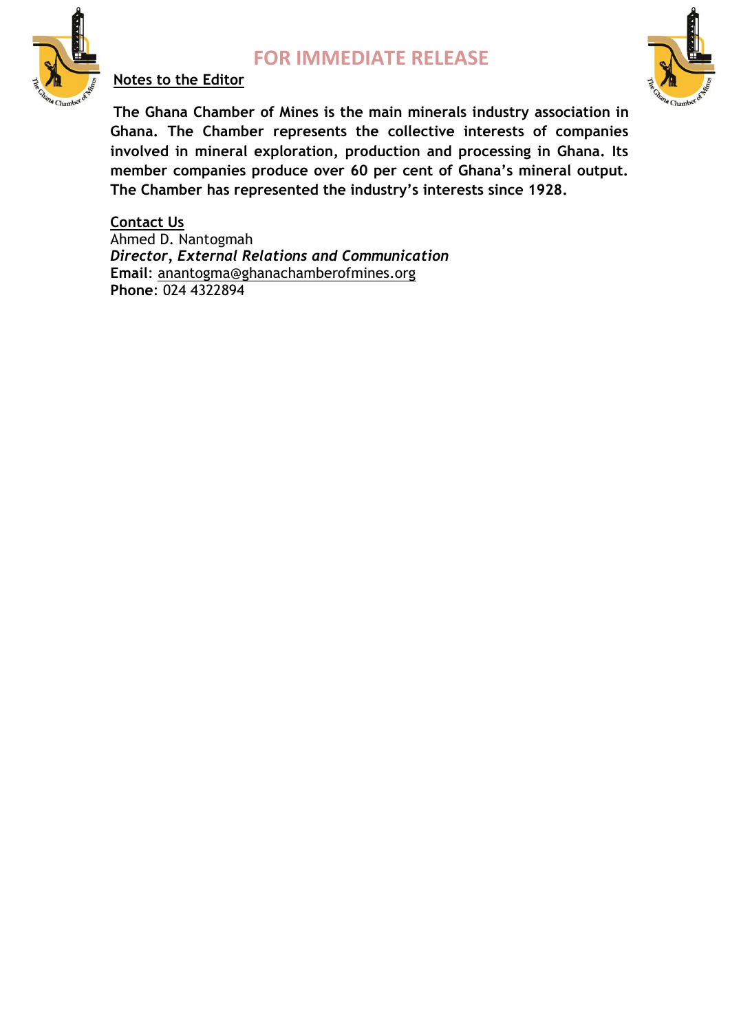FOR IMMEDIATE RELEASE

**Notes to the Editor**

**The Ghana Chamber of Mines is the main minerals industry association in Ghana. The Chamber represents the collective interests of companies involved in mineral exploration, production and processing in Ghana. Its member companies produce over 60 per cent of Ghana's mineral output. The Chamber has represented the industry's interests since 1928.**

**Contact Us**

Ahmed D. Nantogmah
***Director, External Relations and Communication***
**Email**: anantogma@ghanachamberofmines.org
**Phone**: 024 4322894